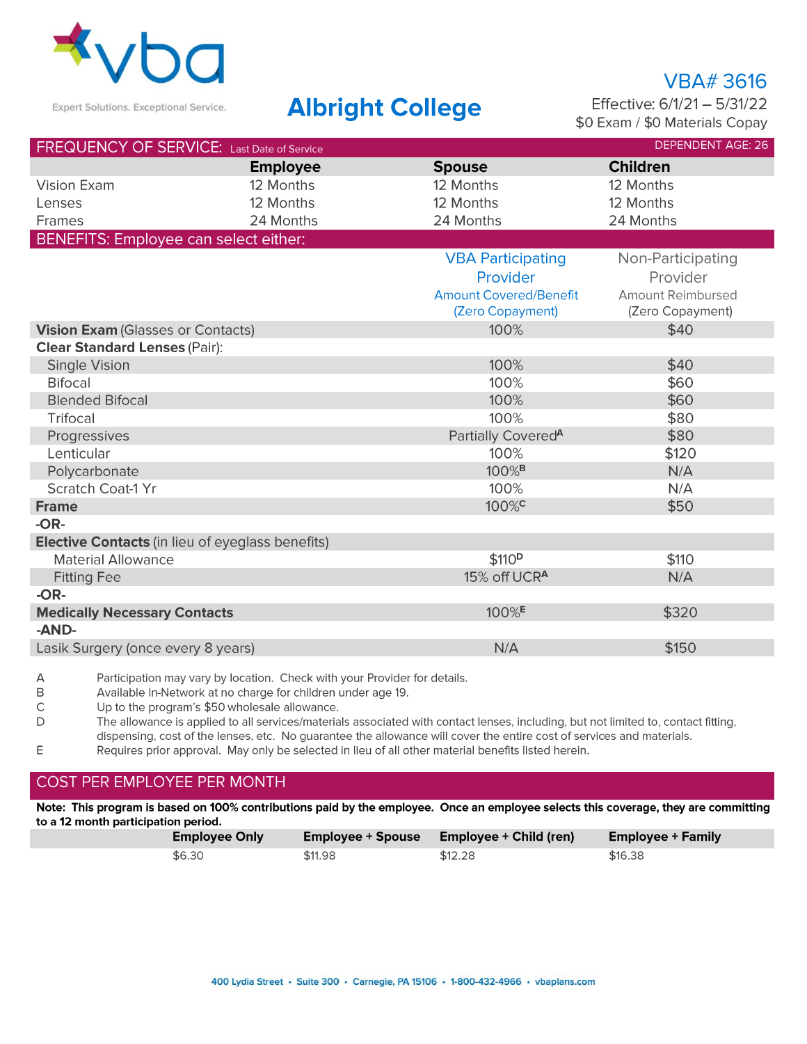vba

Expert Solutions. Exceptional Service.

# Albright College

**VBA# 3616**

Effective: 6/1/21 – 5/31/22

$0 Exam / $0 Materials Copay

## FREQUENCY OF SERVICE: Last Date of Service

DEPENDENT AGE: 26

| | Employee | Spouse | Children |
|---|---|---|---|
| Vision Exam | 12 Months | 12 Months | 12 Months |
| Lenses | 12 Months | 12 Months | 12 Months |
| Frames | 24 Months | 24 Months | 24 Months |

## BENEFITS: Employee can select either:

| | VBA Participating Provider Amount Covered/Benefit (Zero Copayment) | Non-Participating Provider Amount Reimbursed (Zero Copayment) |
|---|---|---|
| **Vision Exam** (Glasses or Contacts) | 100% | $40 |
| **Clear Standard Lenses** (Pair): | | |
| Single Vision | 100% | $40 |
| Bifocal | 100% | $60 |
| Blended Bifocal | 100% | $60 |
| Trifocal | 100% | $80 |
| Progressives | Partially Covered[A] | $80 |
| Lenticular | 100% | $120 |
| Polycarbonate | 100%[B] | N/A |
| Scratch Coat-1 Yr | 100% | N/A |
| **Frame** | 100%[C] | $50 |
| **-OR-** | | |
| **Elective Contacts** (in lieu of eyeglass benefits) | | |
| Material Allowance | $110[D] | $110 |
| Fitting Fee | 15% off UCR[A] | N/A |
| **-OR-** | | |
| **Medically Necessary Contacts** | 100%[E] | $320 |
| **-AND-** | | |
| Lasik Surgery (once every 8 years) | N/A | $150 |

A Participation may vary by location. Check with your Provider for details.

B Available In-Network at no charge for children under age 19.

C Up to the program's $50 wholesale allowance.

D The allowance is applied to all services/materials associated with contact lenses, including, but not limited to, contact fitting, dispensing, cost of the lenses, etc. No guarantee the allowance will cover the entire cost of services and materials.

E Requires prior approval. May only be selected in lieu of all other material benefits listed herein.

## COST PER EMPLOYEE PER MONTH

**Note: This program is based on 100% contributions paid by the employee. Once an employee selects this coverage, they are committing to a 12 month participation period.**

| Employee Only | Employee + Spouse | Employee + Child (ren) | Employee + Family |
|---|---|---|---|
| $6.30 | $11.98 | $12.28 | $16.38 |

400 Lydia Street • Suite 300 • Carnegie, PA 15106 • 1-800-432-4966 • vbaplans.com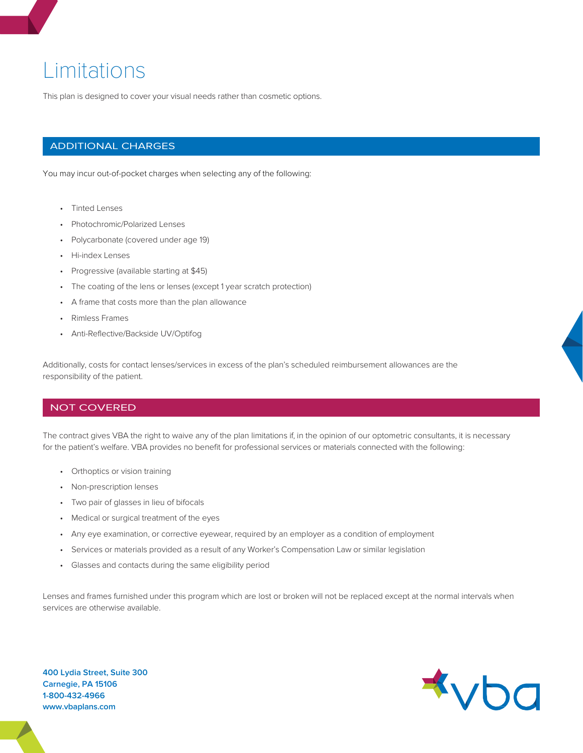# Limitations

This plan is designed to cover your visual needs rather than cosmetic options.

## ADDITIONAL CHARGES

You may incur out-of-pocket charges when selecting any of the following:

- Tinted Lenses
- Photochromic/Polarized Lenses
- Polycarbonate (covered under age 19)
- Hi-index Lenses
- Progressive (available starting at $45)
- The coating of the lens or lenses (except 1 year scratch protection)
- A frame that costs more than the plan allowance
- Rimless Frames
- Anti-Reflective/Backside UV/Optifog

Additionally, costs for contact lenses/services in excess of the plan's scheduled reimbursement allowances are the responsibility of the patient.

## NOT COVERED

The contract gives VBA the right to waive any of the plan limitations if, in the opinion of our optometric consultants, it is necessary for the patient's welfare. VBA provides no benefit for professional services or materials connected with the following:

- Orthoptics or vision training
- Non-prescription lenses
- Two pair of glasses in lieu of bifocals
- Medical or surgical treatment of the eyes
- Any eye examination, or corrective eyewear, required by an employer as a condition of employment
- Services or materials provided as a result of any Worker's Compensation Law or similar legislation
- Glasses and contacts during the same eligibility period

Lenses and frames furnished under this program which are lost or broken will not be replaced except at the normal intervals when services are otherwise available.

**400 Lydia Street, Suite 300**
**Carnegie, PA 15106**
**1-800-432-4966**
**www.vbaplans.com**

vba